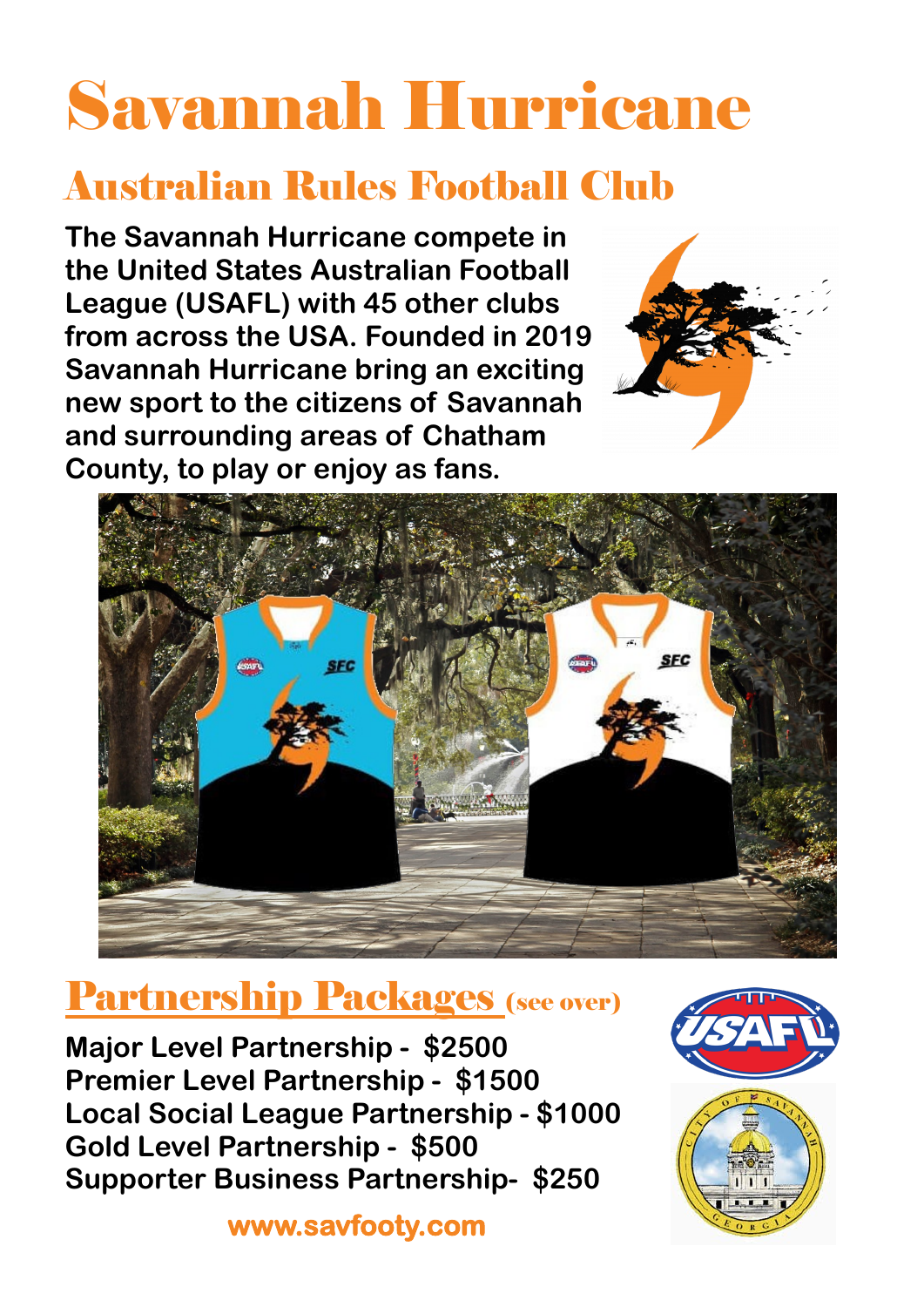# Savannah Hurricane

## Australian Rules Football Club

**The Savannah Hurricane compete in the United States Australian Football League (USAFL) with 45 other clubs from across the USA. Founded in 2019 Savannah Hurricane bring an exciting new sport to the citizens of Savannah and surrounding areas of Chatham County, to play or enjoy as fans.**

## Partnership Packages (see over)

**Major Level Partnership - $2500**
**Premier Level Partnership - $1500**
**Local Social League Partnership - $1000**
**Gold Level Partnership - $500**
**Supporter Business Partnership- $250**

**www.savfooty.com**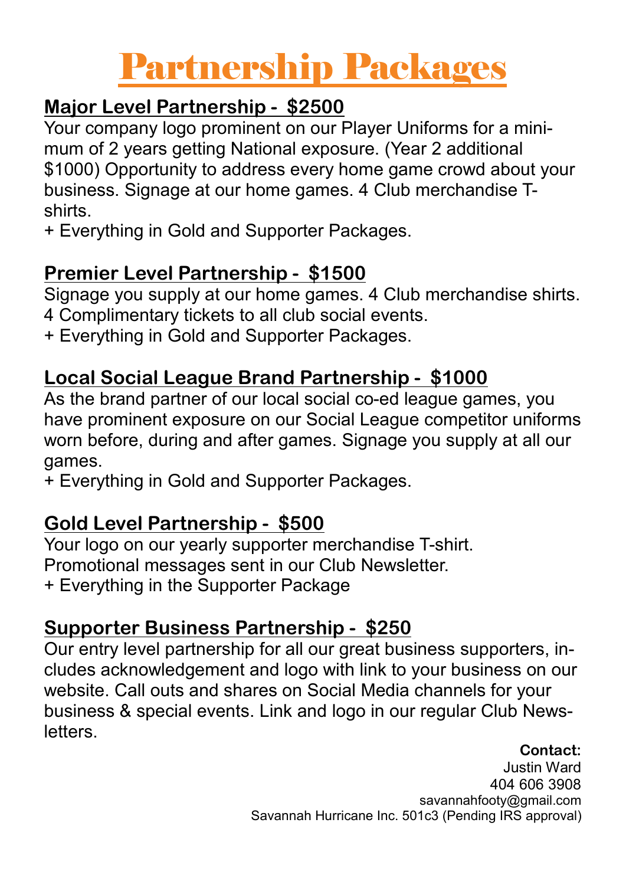# Partnership Packages

## Major Level Partnership - $2500

Your company logo prominent on our Player Uniforms for a minimum of 2 years getting National exposure. (Year 2 additional $1000) Opportunity to address every home game crowd about your business. Signage at our home games. 4 Club merchandise T-shirts.
+ Everything in Gold and Supporter Packages.

## Premier Level Partnership - $1500

Signage you supply at our home games. 4 Club merchandise shirts.
4 Complimentary tickets to all club social events.
+ Everything in Gold and Supporter Packages.

## Local Social League Brand Partnership - $1000

As the brand partner of our local social co-ed league games, you have prominent exposure on our Social League competitor uniforms worn before, during and after games. Signage you supply at all our games.
+ Everything in Gold and Supporter Packages.

## Gold Level Partnership - $500

Your logo on our yearly supporter merchandise T-shirt.
Promotional messages sent in our Club Newsletter.
+ Everything in the Supporter Package

## Supporter Business Partnership - $250

Our entry level partnership for all our great business supporters, includes acknowledgement and logo with link to your business on our website. Call outs and shares on Social Media channels for your business & special events. Link and logo in our regular Club Newsletters.

**Contact:**
Justin Ward
404 606 3908
savannahfooty@gmail.com
Savannah Hurricane Inc. 501c3 (Pending IRS approval)